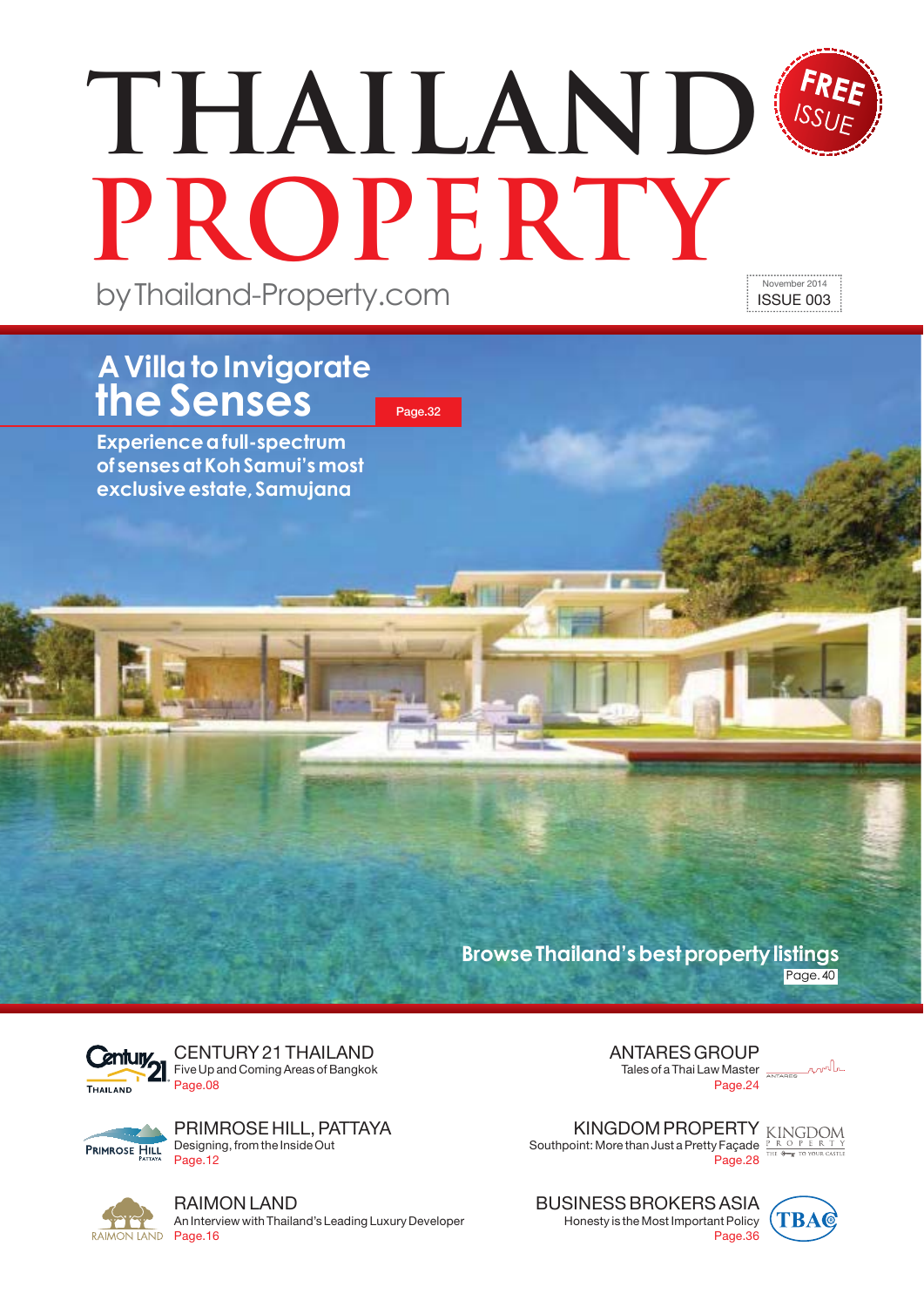# THAILAND PROPERTY

by Thailand-Property.com

FREE ISSUE

November 2014
ISSUE 003

## A Villa to Invigorate the Senses

Page.32

**Experience a full-spectrum of senses at Koh Samui's most exclusive estate, Samujana**

**Browse Thailand's best property listings**
Page. 40

### CENTURY 21 THAILAND
Five Up and Coming Areas of Bangkok
Page.08

### PRIMROSE HILL, PATTAYA
Designing, from the Inside Out
Page.12

### RAIMON LAND
An Interview with Thailand's Leading Luxury Developer
Page.16

### ANTARES GROUP
Tales of a Thai Law Master
Page.24

### KINGDOM PROPERTY
Southpoint: More than Just a Pretty Façade
Page.28

### BUSINESS BROKERS ASIA
Honesty is the Most Important Policy
Page.36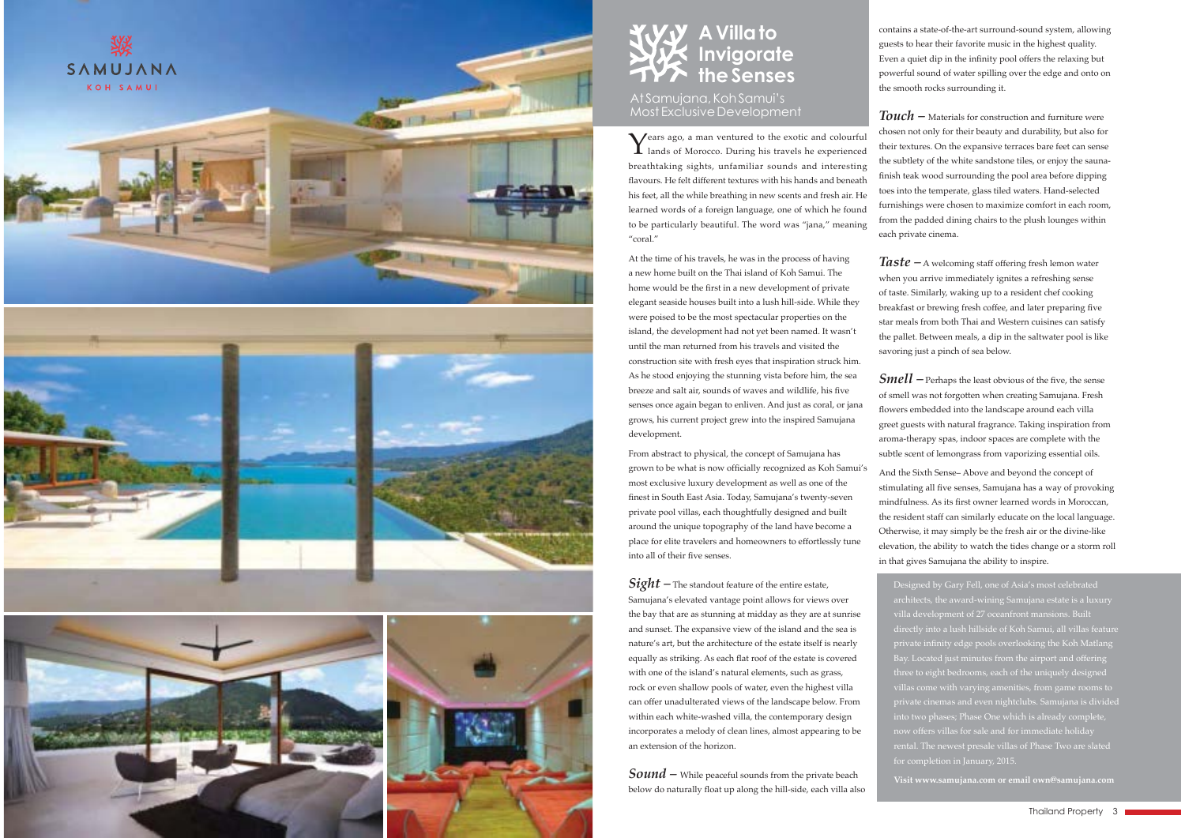SAMUJANA

KOH SAMUI

# A Villa to Invigorate the Senses

## At Samujana, Koh Samui's Most Exclusive Development

Years ago, a man ventured to the exotic and colourful lands of Morocco. During his travels he experienced breathtaking sights, unfamiliar sounds and interesting flavours. He felt different textures with his hands and beneath his feet, all the while breathing in new scents and fresh air. He learned words of a foreign language, one of which he found to be particularly beautiful. The word was "jana," meaning "coral."

At the time of his travels, he was in the process of having a new home built on the Thai island of Koh Samui. The home would be the first in a new development of private elegant seaside houses built into a lush hill-side. While they were poised to be the most spectacular properties on the island, the development had not yet been named. It wasn't until the man returned from his travels and visited the construction site with fresh eyes that inspiration struck him. As he stood enjoying the stunning vista before him, the sea breeze and salt air, sounds of waves and wildlife, his five senses once again began to enliven. And just as coral, or jana grows, his current project grew into the inspired Samujana development.

From abstract to physical, the concept of Samujana has grown to be what is now officially recognized as Koh Samui's most exclusive luxury development as well as one of the finest in South East Asia. Today, Samujana's twenty-seven private pool villas, each thoughtfully designed and built around the unique topography of the land have become a place for elite travelers and homeowners to effortlessly tune into all of their five senses.

***Sight*** – The standout feature of the entire estate, Samujana's elevated vantage point allows for views over the bay that are as stunning at midday as they are at sunrise and sunset. The expansive view of the island and the sea is nature's art, but the architecture of the estate itself is nearly equally as striking. As each flat roof of the estate is covered with one of the island's natural elements, such as grass, rock or even shallow pools of water, even the highest villa can offer unadulterated views of the landscape below. From within each white-washed villa, the contemporary design incorporates a melody of clean lines, almost appearing to be an extension of the horizon.

***Sound*** – While peaceful sounds from the private beach below do naturally float up along the hill-side, each villa also contains a state-of-the-art surround-sound system, allowing guests to hear their favorite music in the highest quality. Even a quiet dip in the infinity pool offers the relaxing but powerful sound of water spilling over the edge and onto on the smooth rocks surrounding it.

***Touch*** – Materials for construction and furniture were chosen not only for their beauty and durability, but also for their textures. On the expansive terraces bare feet can sense the subtlety of the white sandstone tiles, or enjoy the sauna-finish teak wood surrounding the pool area before dipping toes into the temperate, glass tiled waters. Hand-selected furnishings were chosen to maximize comfort in each room, from the padded dining chairs to the plush lounges within each private cinema.

***Taste*** – A welcoming staff offering fresh lemon water when you arrive immediately ignites a refreshing sense of taste. Similarly, waking up to a resident chef cooking breakfast or brewing fresh coffee, and later preparing five star meals from both Thai and Western cuisines can satisfy the pallet. Between meals, a dip in the saltwater pool is like savoring just a pinch of sea below.

***Smell*** – Perhaps the least obvious of the five, the sense of smell was not forgotten when creating Samujana. Fresh flowers embedded into the landscape around each villa greet guests with natural fragrance. Taking inspiration from aroma-therapy spas, indoor spaces are complete with the subtle scent of lemongrass from vaporizing essential oils.

And the Sixth Sense– Above and beyond the concept of stimulating all five senses, Samujana has a way of provoking mindfulness. As its first owner learned words in Moroccan, the resident staff can similarly educate on the local language. Otherwise, it may simply be the fresh air or the divine-like elevation, the ability to watch the tides change or a storm roll in that gives Samujana the ability to inspire.

Designed by Gary Fell, one of Asia's most celebrated architects, the award-wining Samujana estate is a luxury villa development of 27 oceanfront mansions. Built directly into a lush hillside of Koh Samui, all villas feature private infinity edge pools overlooking the Koh Matlang Bay. Located just minutes from the airport and offering three to eight bedrooms, each of the uniquely designed villas come with varying amenities, from game rooms to private cinemas and even nightclubs. Samujana is divided into two phases; Phase One which is already complete, now offers villas for sale and for immediate holiday rental. The newest presale villas of Phase Two are slated for completion in January, 2015.

**Visit www.samujana.com or email own@samujana.com**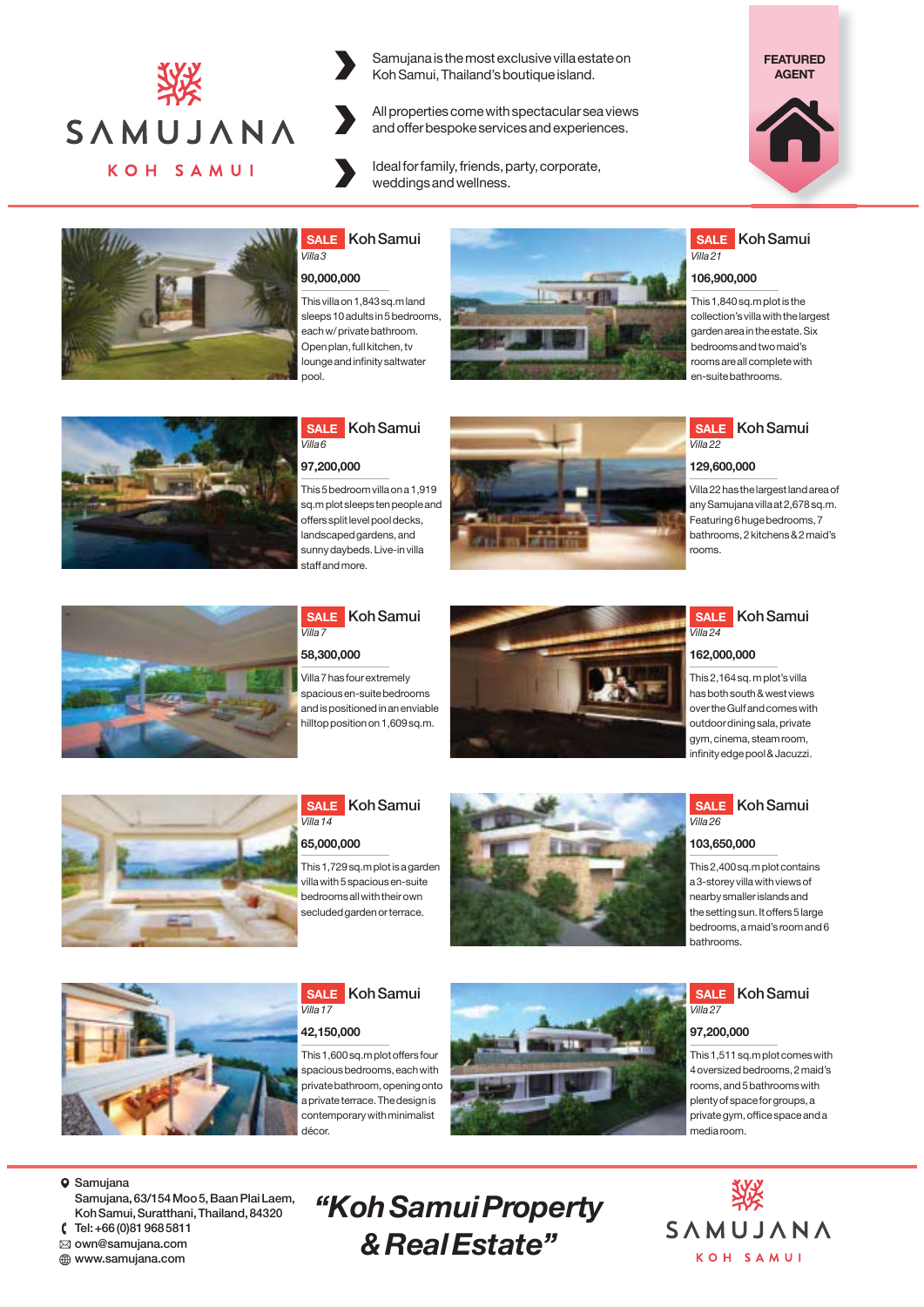# SAMUJANA

KOH SAMUI

- Samujana is the most exclusive villa estate on Koh Samui, Thailand's boutique island.
- All properties come with spectacular sea views and offer bespoke services and experiences.
- Ideal for family, friends, party, corporate, weddings and wellness.

FEATURED AGENT

---

**SALE** Koh Samui

*Villa 3*

**90,000,000**

This villa on 1,843 sq.m land sleeps 10 adults in 5 bedrooms, each w/ private bathroom. Open plan, full kitchen, tv lounge and infinity saltwater pool.

**SALE** Koh Samui

*Villa 21*

**106,900,000**

This 1,840 sq.m plot is the collection's villa with the largest garden area in the estate. Six bedrooms and two maid's rooms are all complete with en-suite bathrooms.

**SALE** Koh Samui

*Villa 6*

**97,200,000**

This 5 bedroom villa on a 1,919 sq.m plot sleeps ten people and offers split level pool decks, landscaped gardens, and sunny daybeds. Live-in villa staff and more.

**SALE** Koh Samui

*Villa 22*

**129,600,000**

Villa 22 has the largest land area of any Samujana villa at 2,678 sq.m. Featuring 6 huge bedrooms, 7 bathrooms, 2 kitchens & 2 maid's rooms.

**SALE** Koh Samui

*Villa 7*

**58,300,000**

Villa 7 has four extremely spacious en-suite bedrooms and is positioned in an enviable hilltop position on 1,609 sq.m.

**SALE** Koh Samui

*Villa 24*

**162,000,000**

This 2,164 sq. m plot's villa has both south & west views over the Gulf and comes with outdoor dining sala, private gym, cinema, steam room, infinity edge pool & Jacuzzi.

**SALE** Koh Samui

*Villa 14*

**65,000,000**

This 1,729 sq.m plot is a garden villa with 5 spacious en-suite bedrooms all with their own secluded garden or terrace.

**SALE** Koh Samui

*Villa 26*

**103,650,000**

This 2,400 sq.m plot contains a 3-storey villa with views of nearby smaller islands and the setting sun. It offers 5 large bedrooms, a maid's room and 6 bathrooms.

**SALE** Koh Samui

*Villa 17*

**42,150,000**

This 1,600 sq.m plot offers four spacious bedrooms, each with private bathroom, opening onto a private terrace. The design is contemporary with minimalist décor.

**SALE** Koh Samui

*Villa 27*

**97,200,000**

This 1,511 sq.m plot comes with 4 oversized bedrooms, 2 maid's rooms, and 5 bathrooms with plenty of space for groups, a private gym, office space and a media room.

---

Samujana
Samujana, 63/154 Moo 5, Baan Plai Laem,
Koh Samui, Suratthani, Thailand, 84320
Tel: +66 (0)81 968 5811
own@samujana.com
www.samujana.com

***"Koh Samui Property & Real Estate"***

SAMUJANA

KOH SAMUI